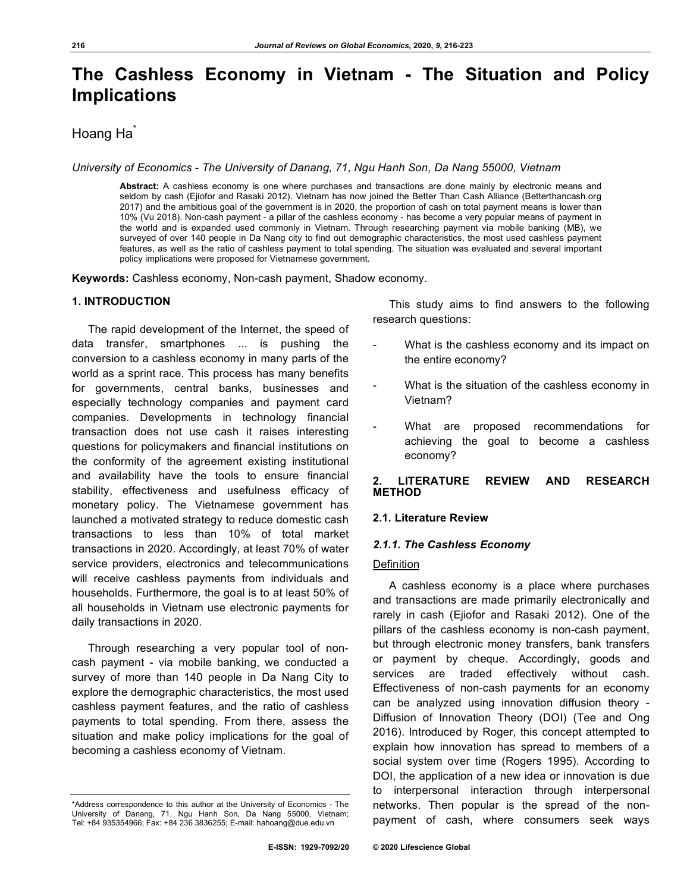# The Cashless Economy in Vietnam - The Situation and Policy Implications

Hoang Ha[*]

*University of Economics - The University of Danang, 71, Ngu Hanh Son, Da Nang 55000, Vietnam*

**Abstract:** A cashless economy is one where purchases and transactions are done mainly by electronic means and seldom by cash (Ejiofor and Rasaki 2012). Vietnam has now joined the Better Than Cash Alliance (Betterthancash.org 2017) and the ambitious goal of the government is in 2020, the proportion of cash on total payment means is lower than 10% (Vu 2018). Non-cash payment - a pillar of the cashless economy - has become a very popular means of payment in the world and is expanded used commonly in Vietnam. Through researching payment via mobile banking (MB), we surveyed of over 140 people in Da Nang city to find out demographic characteristics, the most used cashless payment features, as well as the ratio of cashless payment to total spending. The situation was evaluated and several important policy implications were proposed for Vietnamese government.

**Keywords:** Cashless economy, Non-cash payment, Shadow economy.

## 1. INTRODUCTION

The rapid development of the Internet, the speed of data transfer, smartphones ... is pushing the conversion to a cashless economy in many parts of the world as a sprint race. This process has many benefits for governments, central banks, businesses and especially technology companies and payment card companies. Developments in technology financial transaction does not use cash it raises interesting questions for policymakers and financial institutions on the conformity of the agreement existing institutional and availability have the tools to ensure financial stability, effectiveness and usefulness efficacy of monetary policy. The Vietnamese government has launched a motivated strategy to reduce domestic cash transactions to less than 10% of total market transactions in 2020. Accordingly, at least 70% of water service providers, electronics and telecommunications will receive cashless payments from individuals and households. Furthermore, the goal is to at least 50% of all households in Vietnam use electronic payments for daily transactions in 2020.

Through researching a very popular tool of non-cash payment - via mobile banking, we conducted a survey of more than 140 people in Da Nang City to explore the demographic characteristics, the most used cashless payment features, and the ratio of cashless payments to total spending. From there, assess the situation and make policy implications for the goal of becoming a cashless economy of Vietnam.

This study aims to find answers to the following research questions:

- What is the cashless economy and its impact on the entire economy?
- What is the situation of the cashless economy in Vietnam?
- What are proposed recommendations for achieving the goal to become a cashless economy?

## 2. LITERATURE REVIEW AND RESEARCH METHOD

### 2.1. Literature Review

#### *2.1.1. The Cashless Economy*

Definition

A cashless economy is a place where purchases and transactions are made primarily electronically and rarely in cash (Ejiofor and Rasaki 2012). One of the pillars of the cashless economy is non-cash payment, but through electronic money transfers, bank transfers or payment by cheque. Accordingly, goods and services are traded effectively without cash. Effectiveness of non-cash payments for an economy can be analyzed using innovation diffusion theory - Diffusion of Innovation Theory (DOI) (Tee and Ong 2016). Introduced by Roger, this concept attempted to explain how innovation has spread to members of a social system over time (Rogers 1995). According to DOI, the application of a new idea or innovation is due to interpersonal interaction through interpersonal networks. Then popular is the spread of the non-payment of cash, where consumers seek ways

*Address correspondence to this author at the University of Economics - The University of Danang, 71, Ngu Hanh Son, Da Nang 55000, Vietnam; Tel: +84 935354966; Fax: +84 236 3836255; E-mail: hahoang@due.edu.vn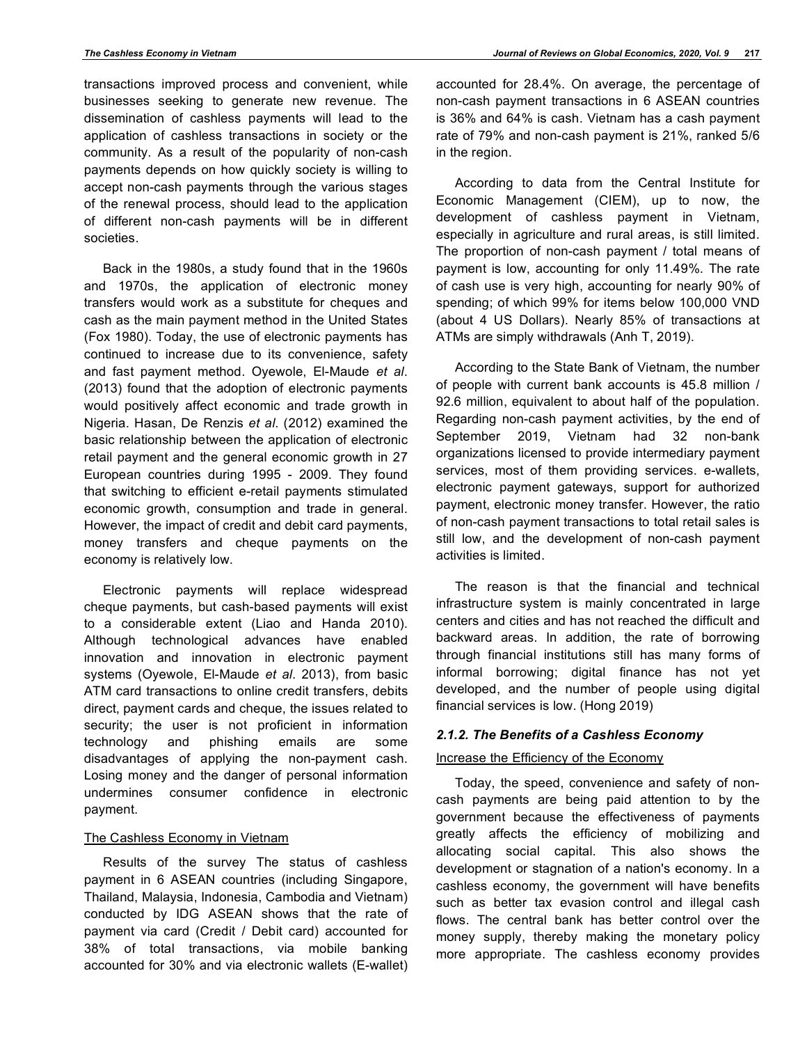transactions improved process and convenient, while businesses seeking to generate new revenue. The dissemination of cashless payments will lead to the application of cashless transactions in society or the community. As a result of the popularity of non-cash payments depends on how quickly society is willing to accept non-cash payments through the various stages of the renewal process, should lead to the application of different non-cash payments will be in different societies.

Back in the 1980s, a study found that in the 1960s and 1970s, the application of electronic money transfers would work as a substitute for cheques and cash as the main payment method in the United States (Fox 1980). Today, the use of electronic payments has continued to increase due to its convenience, safety and fast payment method. Oyewole, El-Maude *et al*. (2013) found that the adoption of electronic payments would positively affect economic and trade growth in Nigeria. Hasan, De Renzis *et al*. (2012) examined the basic relationship between the application of electronic retail payment and the general economic growth in 27 European countries during 1995 - 2009. They found that switching to efficient e-retail payments stimulated economic growth, consumption and trade in general. However, the impact of credit and debit card payments, money transfers and cheque payments on the economy is relatively low.

Electronic payments will replace widespread cheque payments, but cash-based payments will exist to a considerable extent (Liao and Handa 2010). Although technological advances have enabled innovation and innovation in electronic payment systems (Oyewole, El-Maude *et al*. 2013), from basic ATM card transactions to online credit transfers, debits direct, payment cards and cheque, the issues related to security; the user is not proficient in information technology and phishing emails are some disadvantages of applying the non-payment cash. Losing money and the danger of personal information undermines consumer confidence in electronic payment.

The Cashless Economy in Vietnam

Results of the survey The status of cashless payment in 6 ASEAN countries (including Singapore, Thailand, Malaysia, Indonesia, Cambodia and Vietnam) conducted by IDG ASEAN shows that the rate of payment via card (Credit / Debit card) accounted for 38% of total transactions, via mobile banking accounted for 30% and via electronic wallets (E-wallet) accounted for 28.4%. On average, the percentage of non-cash payment transactions in 6 ASEAN countries is 36% and 64% is cash. Vietnam has a cash payment rate of 79% and non-cash payment is 21%, ranked 5/6 in the region.

According to data from the Central Institute for Economic Management (CIEM), up to now, the development of cashless payment in Vietnam, especially in agriculture and rural areas, is still limited. The proportion of non-cash payment / total means of payment is low, accounting for only 11.49%. The rate of cash use is very high, accounting for nearly 90% of spending; of which 99% for items below 100,000 VND (about 4 US Dollars). Nearly 85% of transactions at ATMs are simply withdrawals (Anh T, 2019).

According to the State Bank of Vietnam, the number of people with current bank accounts is 45.8 million / 92.6 million, equivalent to about half of the population. Regarding non-cash payment activities, by the end of September 2019, Vietnam had 32 non-bank organizations licensed to provide intermediary payment services, most of them providing services. e-wallets, electronic payment gateways, support for authorized payment, electronic money transfer. However, the ratio of non-cash payment transactions to total retail sales is still low, and the development of non-cash payment activities is limited.

The reason is that the financial and technical infrastructure system is mainly concentrated in large centers and cities and has not reached the difficult and backward areas. In addition, the rate of borrowing through financial institutions still has many forms of informal borrowing; digital finance has not yet developed, and the number of people using digital financial services is low. (Hong 2019)

### *2.1.2. The Benefits of a Cashless Economy*

Increase the Efficiency of the Economy

Today, the speed, convenience and safety of non-cash payments are being paid attention to by the government because the effectiveness of payments greatly affects the efficiency of mobilizing and allocating social capital. This also shows the development or stagnation of a nation's economy. In a cashless economy, the government will have benefits such as better tax evasion control and illegal cash flows. The central bank has better control over the money supply, thereby making the monetary policy more appropriate. The cashless economy provides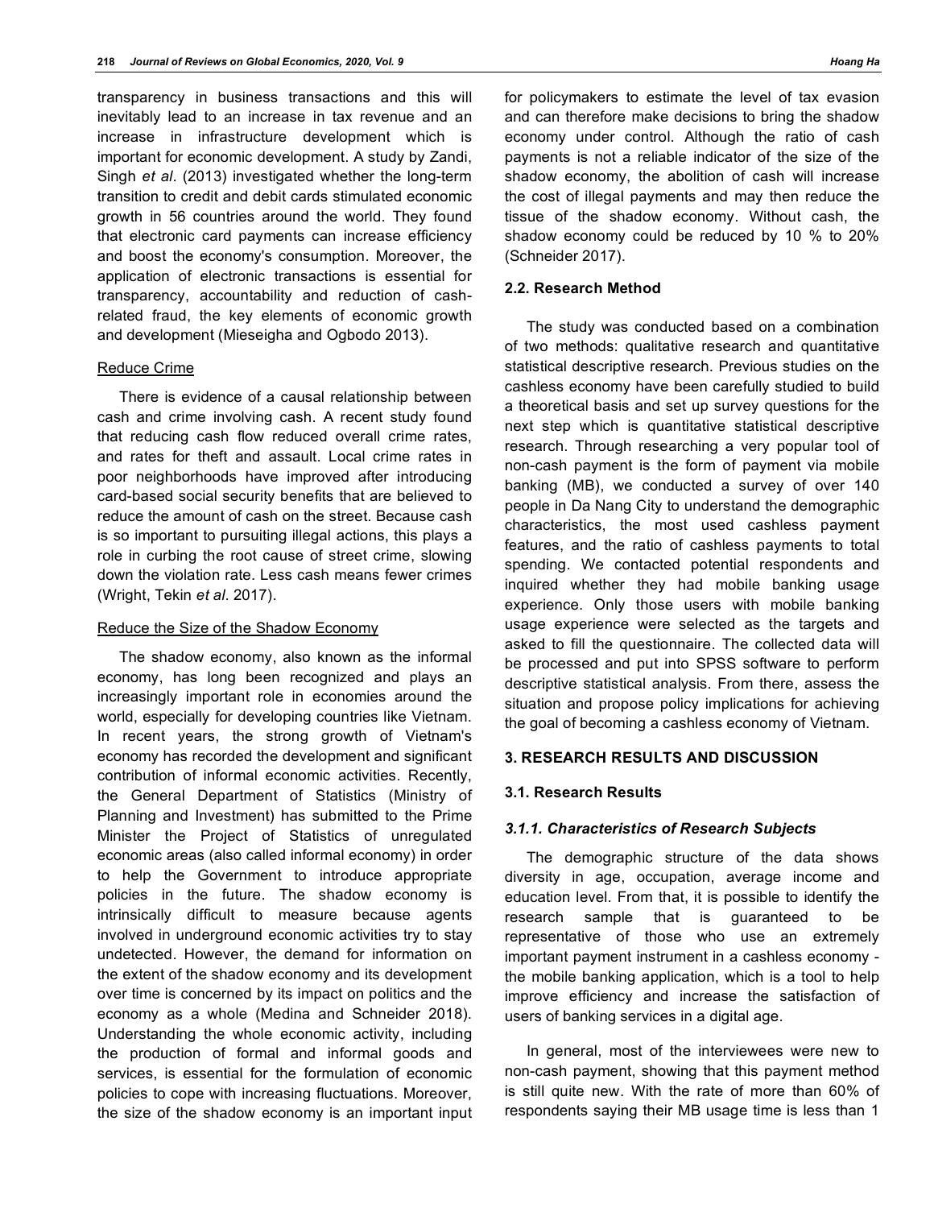transparency in business transactions and this will inevitably lead to an increase in tax revenue and an increase in infrastructure development which is important for economic development. A study by Zandi, Singh *et al*. (2013) investigated whether the long-term transition to credit and debit cards stimulated economic growth in 56 countries around the world. They found that electronic card payments can increase efficiency and boost the economy's consumption. Moreover, the application of electronic transactions is essential for transparency, accountability and reduction of cash-related fraud, the key elements of economic growth and development (Mieseigha and Ogbodo 2013).

Reduce Crime

There is evidence of a causal relationship between cash and crime involving cash. A recent study found that reducing cash flow reduced overall crime rates, and rates for theft and assault. Local crime rates in poor neighborhoods have improved after introducing card-based social security benefits that are believed to reduce the amount of cash on the street. Because cash is so important to pursuiting illegal actions, this plays a role in curbing the root cause of street crime, slowing down the violation rate. Less cash means fewer crimes (Wright, Tekin *et al*. 2017).

Reduce the Size of the Shadow Economy

The shadow economy, also known as the informal economy, has long been recognized and plays an increasingly important role in economies around the world, especially for developing countries like Vietnam. In recent years, the strong growth of Vietnam's economy has recorded the development and significant contribution of informal economic activities. Recently, the General Department of Statistics (Ministry of Planning and Investment) has submitted to the Prime Minister the Project of Statistics of unregulated economic areas (also called informal economy) in order to help the Government to introduce appropriate policies in the future. The shadow economy is intrinsically difficult to measure because agents involved in underground economic activities try to stay undetected. However, the demand for information on the extent of the shadow economy and its development over time is concerned by its impact on politics and the economy as a whole (Medina and Schneider 2018). Understanding the whole economic activity, including the production of formal and informal goods and services, is essential for the formulation of economic policies to cope with increasing fluctuations. Moreover, the size of the shadow economy is an important input for policymakers to estimate the level of tax evasion and can therefore make decisions to bring the shadow economy under control. Although the ratio of cash payments is not a reliable indicator of the size of the shadow economy, the abolition of cash will increase the cost of illegal payments and may then reduce the tissue of the shadow economy. Without cash, the shadow economy could be reduced by 10 % to 20% (Schneider 2017).

### 2.2. Research Method

The study was conducted based on a combination of two methods: qualitative research and quantitative statistical descriptive research. Previous studies on the cashless economy have been carefully studied to build a theoretical basis and set up survey questions for the next step which is quantitative statistical descriptive research. Through researching a very popular tool of non-cash payment is the form of payment via mobile banking (MB), we conducted a survey of over 140 people in Da Nang City to understand the demographic characteristics, the most used cashless payment features, and the ratio of cashless payments to total spending. We contacted potential respondents and inquired whether they had mobile banking usage experience. Only those users with mobile banking usage experience were selected as the targets and asked to fill the questionnaire. The collected data will be processed and put into SPSS software to perform descriptive statistical analysis. From there, assess the situation and propose policy implications for achieving the goal of becoming a cashless economy of Vietnam.

## 3. RESEARCH RESULTS AND DISCUSSION

### 3.1. Research Results

#### *3.1.1. Characteristics of Research Subjects*

The demographic structure of the data shows diversity in age, occupation, average income and education level. From that, it is possible to identify the research sample that is guaranteed to be representative of those who use an extremely important payment instrument in a cashless economy - the mobile banking application, which is a tool to help improve efficiency and increase the satisfaction of users of banking services in a digital age.

In general, most of the interviewees were new to non-cash payment, showing that this payment method is still quite new. With the rate of more than 60% of respondents saying their MB usage time is less than 1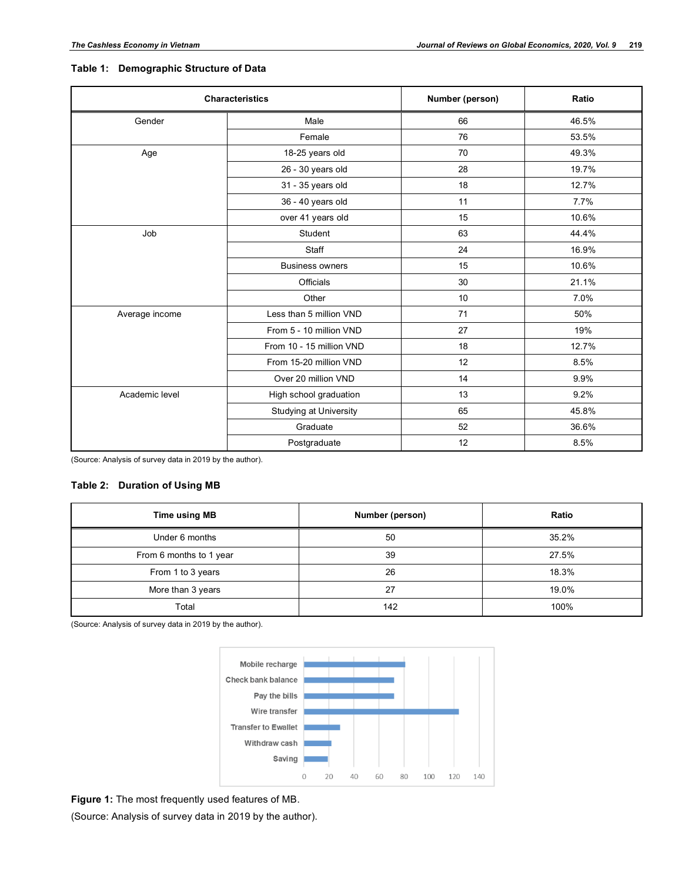**Table 1: Demographic Structure of Data**

| Characteristics | | Number (person) | Ratio |
|---|---|---|---|
| Gender | Male | 66 | 46.5% |
| | Female | 76 | 53.5% |
| Age | 18-25 years old | 70 | 49.3% |
| | 26 - 30 years old | 28 | 19.7% |
| | 31 - 35 years old | 18 | 12.7% |
| | 36 - 40 years old | 11 | 7.7% |
| | over 41 years old | 15 | 10.6% |
| Job | Student | 63 | 44.4% |
| | Staff | 24 | 16.9% |
| | Business owners | 15 | 10.6% |
| | Officials | 30 | 21.1% |
| | Other | 10 | 7.0% |
| Average income | Less than 5 million VND | 71 | 50% |
| | From 5 - 10 million VND | 27 | 19% |
| | From 10 - 15 million VND | 18 | 12.7% |
| | From 15-20 million VND | 12 | 8.5% |
| | Over 20 million VND | 14 | 9.9% |
| Academic level | High school graduation | 13 | 9.2% |
| | Studying at University | 65 | 45.8% |
| | Graduate | 52 | 36.6% |
| | Postgraduate | 12 | 8.5% |

(Source: Analysis of survey data in 2019 by the author).

**Table 2: Duration of Using MB**

| Time using MB | Number (person) | Ratio |
|---|---|---|
| Under 6 months | 50 | 35.2% |
| From 6 months to 1 year | 39 | 27.5% |
| From 1 to 3 years | 26 | 18.3% |
| More than 3 years | 27 | 19.0% |
| Total | 142 | 100% |

(Source: Analysis of survey data in 2019 by the author).

**Figure 1:** The most frequently used features of MB.

(Source: Analysis of survey data in 2019 by the author).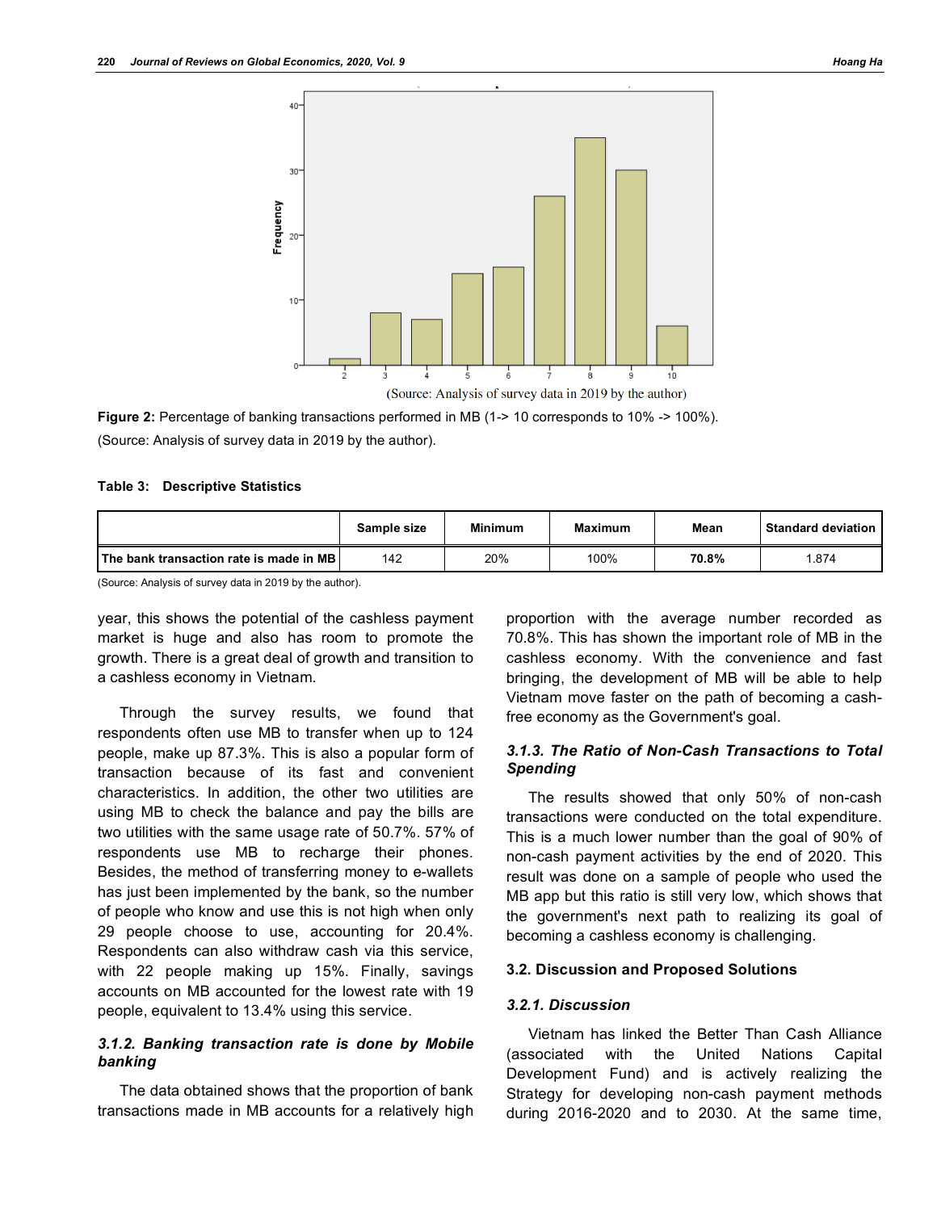(Source: Analysis of survey data in 2019 by the author)

**Figure 2:** Percentage of banking transactions performed in MB (1-> 10 corresponds to 10% -> 100%). (Source: Analysis of survey data in 2019 by the author).

**Table 3: Descriptive Statistics**

| | Sample size | Minimum | Maximum | Mean | Standard deviation |
|---|---|---|---|---|---|
| **The bank transaction rate is made in MB** | 142 | 20% | 100% | **70.8%** | 1.874 |

(Source: Analysis of survey data in 2019 by the author).

year, this shows the potential of the cashless payment market is huge and also has room to promote the growth. There is a great deal of growth and transition to a cashless economy in Vietnam.

Through the survey results, we found that respondents often use MB to transfer when up to 124 people, make up 87.3%. This is also a popular form of transaction because of its fast and convenient characteristics. In addition, the other two utilities are using MB to check the balance and pay the bills are two utilities with the same usage rate of 50.7%. 57% of respondents use MB to recharge their phones. Besides, the method of transferring money to e-wallets has just been implemented by the bank, so the number of people who know and use this is not high when only 29 people choose to use, accounting for 20.4%. Respondents can also withdraw cash via this service, with 22 people making up 15%. Finally, savings accounts on MB accounted for the lowest rate with 19 people, equivalent to 13.4% using this service.

### *3.1.2. Banking transaction rate is done by Mobile banking*

The data obtained shows that the proportion of bank transactions made in MB accounts for a relatively high proportion with the average number recorded as 70.8%. This has shown the important role of MB in the cashless economy. With the convenience and fast bringing, the development of MB will be able to help Vietnam move faster on the path of becoming a cash-free economy as the Government's goal.

### *3.1.3. The Ratio of Non-Cash Transactions to Total Spending*

The results showed that only 50% of non-cash transactions were conducted on the total expenditure. This is a much lower number than the goal of 90% of non-cash payment activities by the end of 2020. This result was done on a sample of people who used the MB app but this ratio is still very low, which shows that the government's next path to realizing its goal of becoming a cashless economy is challenging.

## 3.2. Discussion and Proposed Solutions

### *3.2.1. Discussion*

Vietnam has linked the Better Than Cash Alliance (associated with the United Nations Capital Development Fund) and is actively realizing the Strategy for developing non-cash payment methods during 2016-2020 and to 2030. At the same time,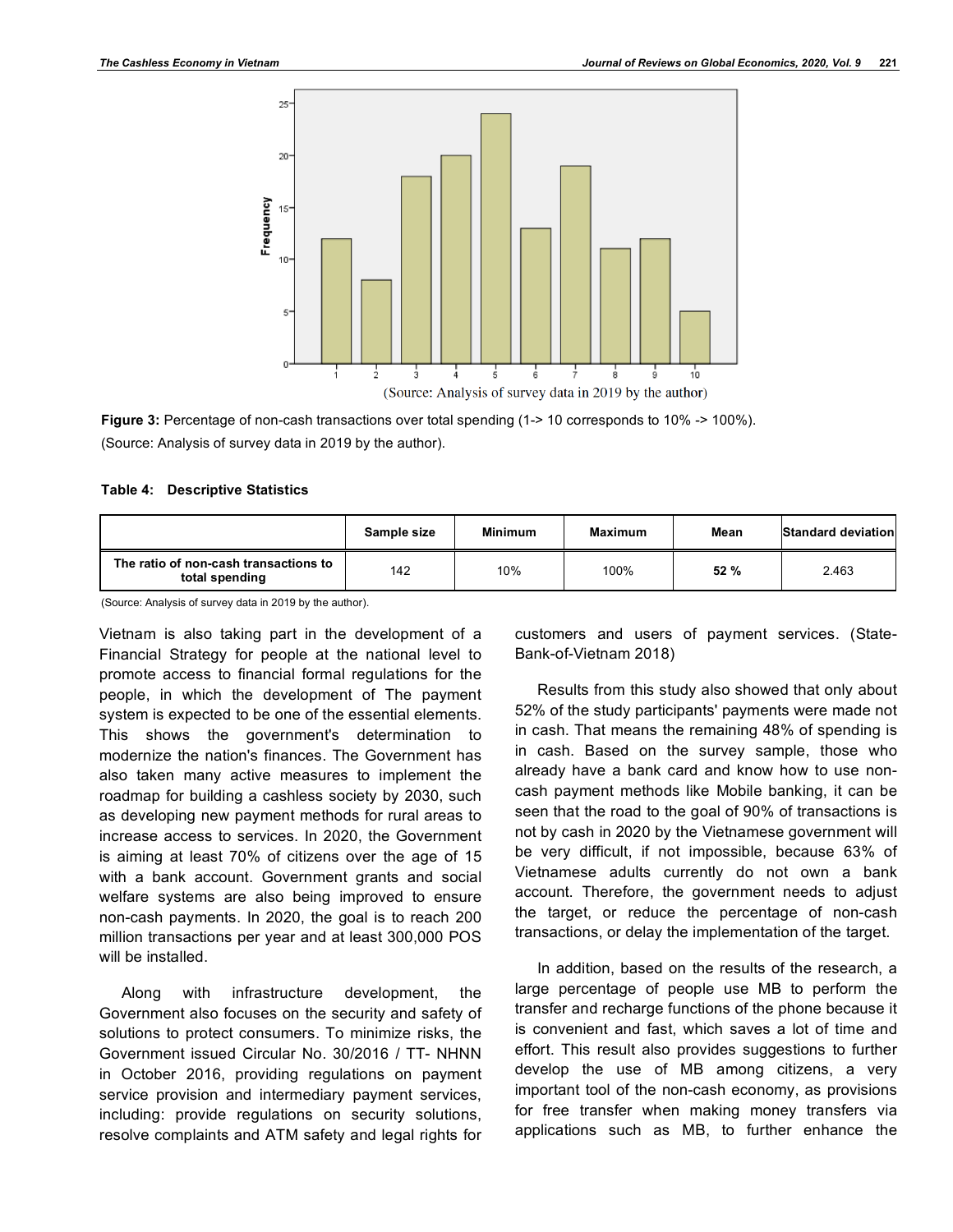(Source: Analysis of survey data in 2019 by the author)

**Figure 3:** Percentage of non-cash transactions over total spending (1-> 10 corresponds to 10% -> 100%). (Source: Analysis of survey data in 2019 by the author).

**Table 4: Descriptive Statistics**

| | Sample size | Minimum | Maximum | Mean | Standard deviation |
|---|---|---|---|---|---|
| The ratio of non-cash transactions to total spending | 142 | 10% | 100% | **52 %** | 2.463 |

(Source: Analysis of survey data in 2019 by the author).

Vietnam is also taking part in the development of a Financial Strategy for people at the national level to promote access to financial formal regulations for the people, in which the development of The payment system is expected to be one of the essential elements. This shows the government's determination to modernize the nation's finances. The Government has also taken many active measures to implement the roadmap for building a cashless society by 2030, such as developing new payment methods for rural areas to increase access to services. In 2020, the Government is aiming at least 70% of citizens over the age of 15 with a bank account. Government grants and social welfare systems are also being improved to ensure non-cash payments. In 2020, the goal is to reach 200 million transactions per year and at least 300,000 POS will be installed.

Along with infrastructure development, the Government also focuses on the security and safety of solutions to protect consumers. To minimize risks, the Government issued Circular No. 30/2016 / TT- NHNN in October 2016, providing regulations on payment service provision and intermediary payment services, including: provide regulations on security solutions, resolve complaints and ATM safety and legal rights for customers and users of payment services. (State-Bank-of-Vietnam 2018)

Results from this study also showed that only about 52% of the study participants' payments were made not in cash. That means the remaining 48% of spending is in cash. Based on the survey sample, those who already have a bank card and know how to use non-cash payment methods like Mobile banking, it can be seen that the road to the goal of 90% of transactions is not by cash in 2020 by the Vietnamese government will be very difficult, if not impossible, because 63% of Vietnamese adults currently do not own a bank account. Therefore, the government needs to adjust the target, or reduce the percentage of non-cash transactions, or delay the implementation of the target.

In addition, based on the results of the research, a large percentage of people use MB to perform the transfer and recharge functions of the phone because it is convenient and fast, which saves a lot of time and effort. This result also provides suggestions to further develop the use of MB among citizens, a very important tool of the non-cash economy, as provisions for free transfer when making money transfers via applications such as MB, to further enhance the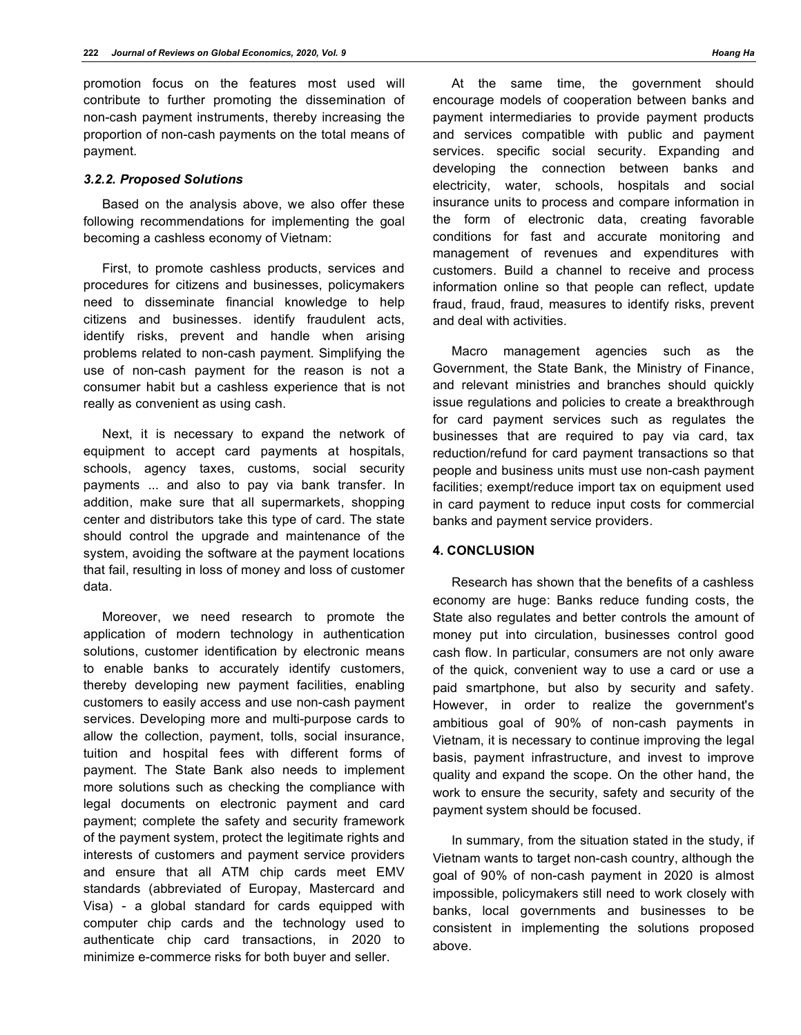promotion focus on the features most used will contribute to further promoting the dissemination of non-cash payment instruments, thereby increasing the proportion of non-cash payments on the total means of payment.

### *3.2.2. Proposed Solutions*

Based on the analysis above, we also offer these following recommendations for implementing the goal becoming a cashless economy of Vietnam:

First, to promote cashless products, services and procedures for citizens and businesses, policymakers need to disseminate financial knowledge to help citizens and businesses. identify fraudulent acts, identify risks, prevent and handle when arising problems related to non-cash payment. Simplifying the use of non-cash payment for the reason is not a consumer habit but a cashless experience that is not really as convenient as using cash.

Next, it is necessary to expand the network of equipment to accept card payments at hospitals, schools, agency taxes, customs, social security payments ... and also to pay via bank transfer. In addition, make sure that all supermarkets, shopping center and distributors take this type of card. The state should control the upgrade and maintenance of the system, avoiding the software at the payment locations that fail, resulting in loss of money and loss of customer data.

Moreover, we need research to promote the application of modern technology in authentication solutions, customer identification by electronic means to enable banks to accurately identify customers, thereby developing new payment facilities, enabling customers to easily access and use non-cash payment services. Developing more and multi-purpose cards to allow the collection, payment, tolls, social insurance, tuition and hospital fees with different forms of payment. The State Bank also needs to implement more solutions such as checking the compliance with legal documents on electronic payment and card payment; complete the safety and security framework of the payment system, protect the legitimate rights and interests of customers and payment service providers and ensure that all ATM chip cards meet EMV standards (abbreviated of Europay, Mastercard and Visa) - a global standard for cards equipped with computer chip cards and the technology used to authenticate chip card transactions, in 2020 to minimize e-commerce risks for both buyer and seller.

At the same time, the government should encourage models of cooperation between banks and payment intermediaries to provide payment products and services compatible with public and payment services. specific social security. Expanding and developing the connection between banks and electricity, water, schools, hospitals and social insurance units to process and compare information in the form of electronic data, creating favorable conditions for fast and accurate monitoring and management of revenues and expenditures with customers. Build a channel to receive and process information online so that people can reflect, update fraud, fraud, fraud, measures to identify risks, prevent and deal with activities.

Macro management agencies such as the Government, the State Bank, the Ministry of Finance, and relevant ministries and branches should quickly issue regulations and policies to create a breakthrough for card payment services such as regulates the businesses that are required to pay via card, tax reduction/refund for card payment transactions so that people and business units must use non-cash payment facilities; exempt/reduce import tax on equipment used in card payment to reduce input costs for commercial banks and payment service providers.

## 4. CONCLUSION

Research has shown that the benefits of a cashless economy are huge: Banks reduce funding costs, the State also regulates and better controls the amount of money put into circulation, businesses control good cash flow. In particular, consumers are not only aware of the quick, convenient way to use a card or use a paid smartphone, but also by security and safety. However, in order to realize the government's ambitious goal of 90% of non-cash payments in Vietnam, it is necessary to continue improving the legal basis, payment infrastructure, and invest to improve quality and expand the scope. On the other hand, the work to ensure the security, safety and security of the payment system should be focused.

In summary, from the situation stated in the study, if Vietnam wants to target non-cash country, although the goal of 90% of non-cash payment in 2020 is almost impossible, policymakers still need to work closely with banks, local governments and businesses to be consistent in implementing the solutions proposed above.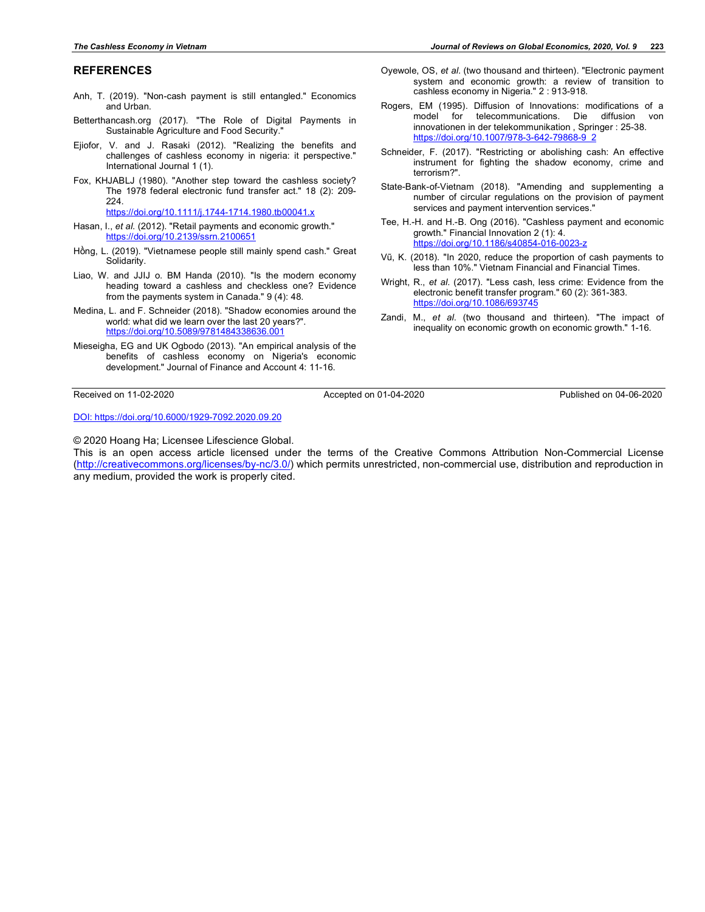## REFERENCES

Anh, T. (2019). "Non-cash payment is still entangled." Economics and Urban.

Betterthancash.org (2017). "The Role of Digital Payments in Sustainable Agriculture and Food Security."

Ejiofor, V. and J. Rasaki (2012). "Realizing the benefits and challenges of cashless economy in nigeria: it perspective." International Journal 1 (1).

Fox, KHJABLJ (1980). "Another step toward the cashless society? The 1978 federal electronic fund transfer act." 18 (2): 209-224.
https://doi.org/10.1111/j.1744-1714.1980.tb00041.x

Hasan, I., *et al.* (2012). "Retail payments and economic growth." https://doi.org/10.2139/ssrn.2100651

Hồng, L. (2019). "Vietnamese people still mainly spend cash." Great Solidarity.

Liao, W. and JJIJ o. BM Handa (2010). "Is the modern economy heading toward a cashless and checkless one? Evidence from the payments system in Canada." 9 (4): 48.

Medina, L. and F. Schneider (2018). "Shadow economies around the world: what did we learn over the last 20 years?". https://doi.org/10.5089/9781484338636.001

Mieseigha, EG and UK Ogbodo (2013). "An empirical analysis of the benefits of cashless economy on Nigeria's economic development." Journal of Finance and Account 4: 11-16.

Oyewole, OS, *et al*. (two thousand and thirteen). "Electronic payment system and economic growth: a review of transition to cashless economy in Nigeria." 2 : 913-918.

Rogers, EM (1995). Diffusion of Innovations: modifications of a model for telecommunications. Die diffusion von innovationen in der telekommunikation , Springer : 25-38. https://doi.org/10.1007/978-3-642-79868-9_2

Schneider, F. (2017). "Restricting or abolishing cash: An effective instrument for fighting the shadow economy, crime and terrorism?".

State-Bank-of-Vietnam (2018). "Amending and supplementing a number of circular regulations on the provision of payment services and payment intervention services."

Tee, H.-H. and H.-B. Ong (2016). "Cashless payment and economic growth." Financial Innovation 2 (1): 4. https://doi.org/10.1186/s40854-016-0023-z

Vũ, K. (2018). "In 2020, reduce the proportion of cash payments to less than 10%." Vietnam Financial and Financial Times.

Wright, R., *et al.* (2017). "Less cash, less crime: Evidence from the electronic benefit transfer program." 60 (2): 361-383. https://doi.org/10.1086/693745

Zandi, M., *et al*. (two thousand and thirteen). "The impact of inequality on economic growth on economic growth." 1-16.

Received on 11-02-2020 Accepted on 01-04-2020 Published on 04-06-2020

DOI: https://doi.org/10.6000/1929-7092.2020.09.20

© 2020 Hoang Ha; Licensee Lifescience Global.

This is an open access article licensed under the terms of the Creative Commons Attribution Non-Commercial License (http://creativecommons.org/licenses/by-nc/3.0/) which permits unrestricted, non-commercial use, distribution and reproduction in any medium, provided the work is properly cited.